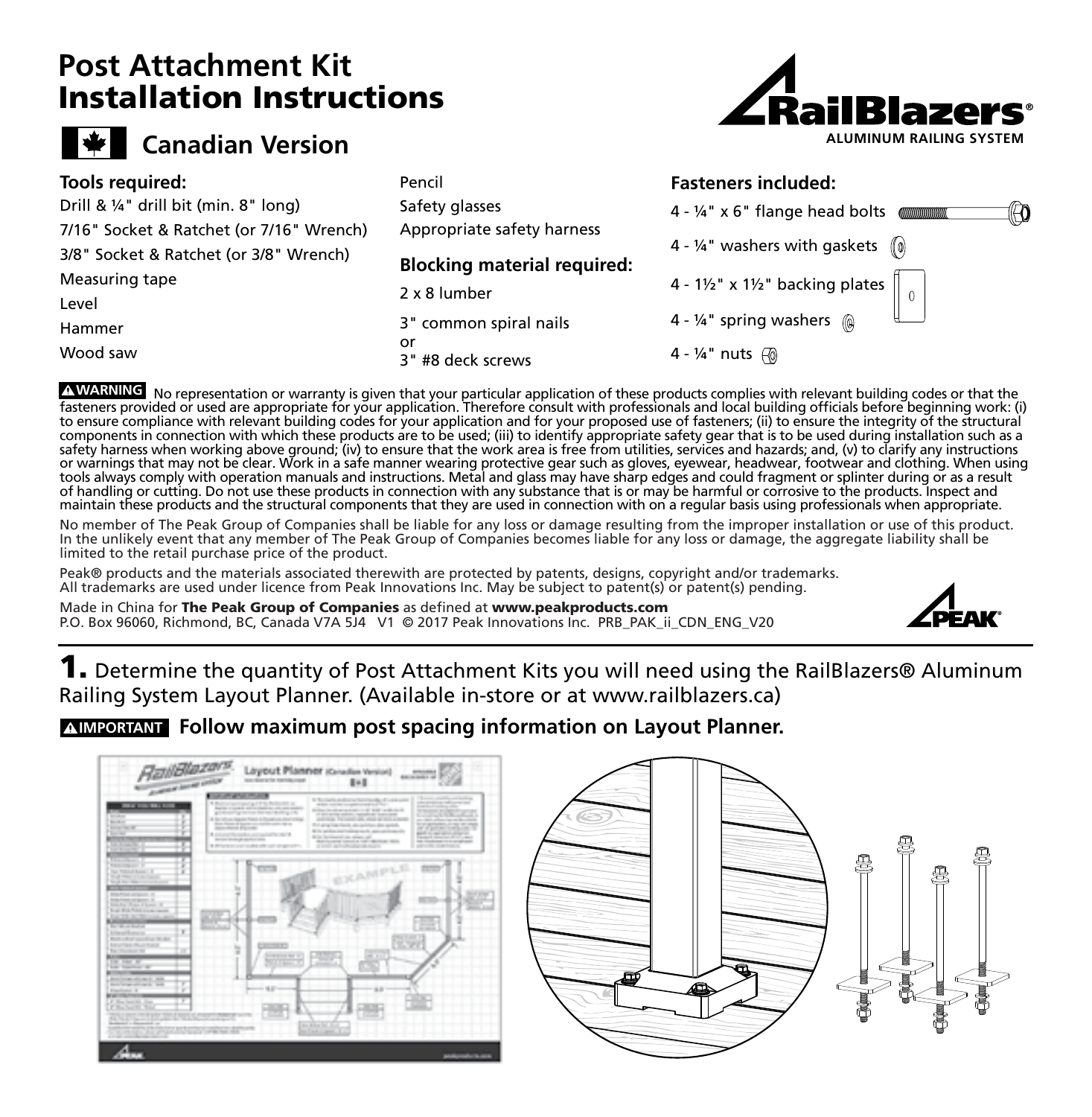# Post Attachment Kit
# Installation Instructions

## Canadian Version

RailBlazers® ALUMINUM RAILING SYSTEM

**Tools required:**

- Drill & ¼" drill bit (min. 8" long)
- 7/16" Socket & Ratchet (or 7/16" Wrench)
- 3/8" Socket & Ratchet (or 3/8" Wrench)
- Measuring tape
- Level
- Hammer
- Wood saw
- Pencil
- Safety glasses
- Appropriate safety harness

**Blocking material required:**

- 2 x 8 lumber
- 3" common spiral nails or 3" #8 deck screws

**Fasteners included:**

- 4 - ¼" x 6" flange head bolts
- 4 - ¼" washers with gaskets
- 4 - 1½" x 1½" backing plates
- 4 - ¼" spring washers
- 4 - ¼" nuts

**⚠WARNING** No representation or warranty is given that your particular application of these products complies with relevant building codes or that the fasteners provided or used are appropriate for your application. Therefore consult with professionals and local building officials before beginning work: (i) to ensure compliance with relevant building codes for your application and for your proposed use of fasteners; (ii) to ensure the integrity of the structural components in connection with which these products are to be used; (iii) to identify appropriate safety gear that is to be used during installation such as a safety harness when working above ground; (iv) to ensure that the work area is free from utilities, services and hazards; and, (v) to clarify any instructions or warnings that may not be clear. Work in a safe manner wearing protective gear such as gloves, eyewear, headwear, footwear and clothing. When using tools always comply with operation manuals and instructions. Metal and glass may have sharp edges and could fragment or splinter during or as a result of handling or cutting. Do not use these products in connection with any substance that is or may be harmful or corrosive to the products. Inspect and maintain these products and the structural components that they are used in connection with on a regular basis using professionals when appropriate.

No member of The Peak Group of Companies shall be liable for any loss or damage resulting from the improper installation or use of this product. In the unlikely event that any member of The Peak Group of Companies becomes liable for any loss or damage, the aggregate liability shall be limited to the retail purchase price of the product.

Peak® products and the materials associated therewith are protected by patents, designs, copyright and/or trademarks. All trademarks are used under licence from Peak Innovations Inc. May be subject to patent(s) or patent(s) pending.

Made in China for **The Peak Group of Companies** as defined at **www.peakproducts.com**
P.O. Box 96060, Richmond, BC, Canada V7A 5J4 V1 © 2017 Peak Innovations Inc. PRB_PAK_ii_CDN_ENG_V20

**1.** Determine the quantity of Post Attachment Kits you will need using the RailBlazers® Aluminum Railing System Layout Planner. (Available in-store or at www.railblazers.ca)

**⚠IMPORTANT Follow maximum post spacing information on Layout Planner.**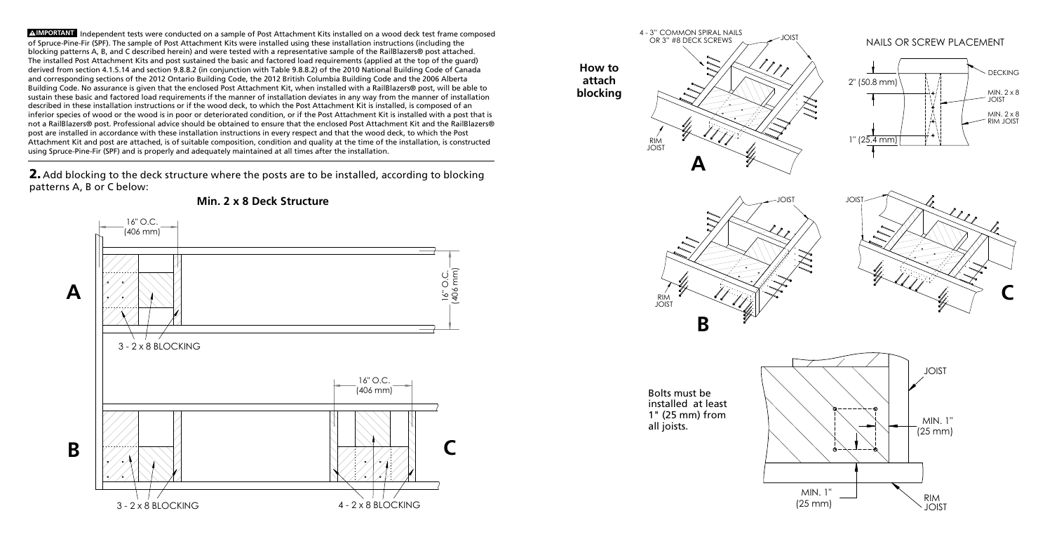**⚠IMPORTANT** Independent tests were conducted on a sample of Post Attachment Kits installed on a wood deck test frame composed of Spruce-Pine-Fir (SPF). The sample of Post Attachment Kits were installed using these installation instructions (including the blocking patterns A, B, and C described herein) and were tested with a representative sample of the RailBlazers® post attached. The installed Post Attachment Kits and post sustained the basic and factored load requirements (applied at the top of the guard) derived from section 4.1.5.14 and section 9.8.8.2 (in conjunction with Table 9.8.8.2) of the 2010 National Building Code of Canada and corresponding sections of the 2012 Ontario Building Code, the 2012 British Columbia Building Code and the 2006 Alberta Building Code. No assurance is given that the enclosed Post Attachment Kit, when installed with a RailBlazers® post, will be able to sustain these basic and factored load requirements if the manner of installation deviates in any way from the manner of installation described in these installation instructions or if the wood deck, to which the Post Attachment Kit is installed, is composed of an inferior species of wood or the wood is in poor or deteriorated condition, or if the Post Attachment Kit is installed with a post that is not a RailBlazers® post. Professional advice should be obtained to ensure that the enclosed Post Attachment Kit and the RailBlazers® post are installed in accordance with these installation instructions in every respect and that the wood deck, to which the Post Attachment Kit and post are attached, is of suitable composition, condition and quality at the time of the installation, is constructed using Spruce-Pine-Fir (SPF) and is properly and adequately maintained at all times after the installation.

**2.** Add blocking to the deck structure where the posts are to be installed, according to blocking patterns A, B or C below:

**Min. 2 x 8 Deck Structure**

16" O.C. (406 mm)

16" O.C. (406 mm)

**A** — 3 - 2 x 8 BLOCKING

16" O.C. (406 mm)

**B** — 3 - 2 x 8 BLOCKING

**C** — 4 - 2 x 8 BLOCKING

**How to attach blocking**

4 - 3" COMMON SPIRAL NAILS OR 3" #8 DECK SCREWS

JOIST

RIM JOIST

**A**

**B**

**C**

NAILS OR SCREW PLACEMENT

2" (50.8 mm)

1" (25.4 mm)

DECKING

MIN. 2 x 8 JOIST

MIN. 2 x 8 RIM JOIST

Bolts must be installed at least 1" (25 mm) from all joists.

JOIST

MIN. 1" (25 mm)

MIN. 1" (25 mm)

RIM JOIST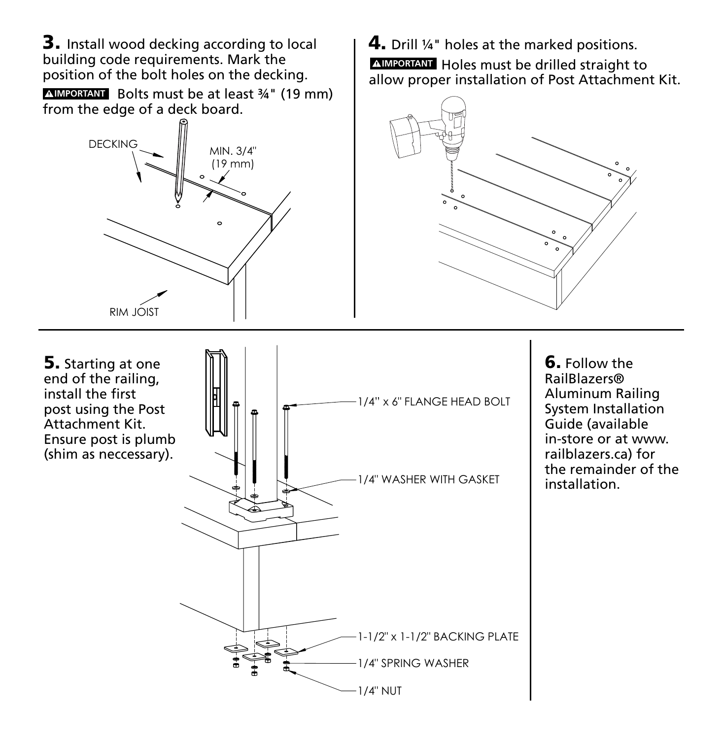**3.** Install wood decking according to local building code requirements. Mark the position of the bolt holes on the decking.

**⚠IMPORTANT** Bolts must be at least ¾" (19 mm) from the edge of a deck board.

DECKING

MIN. 3/4" (19 mm)

RIM JOIST

**4.** Drill ¼" holes at the marked positions.

**⚠IMPORTANT** Holes must be drilled straight to allow proper installation of Post Attachment Kit.

**5.** Starting at one end of the railing, install the first post using the Post Attachment Kit. Ensure post is plumb (shim as neccessary).

1/4" x 6" FLANGE HEAD BOLT

1/4" WASHER WITH GASKET

1-1/2" x 1-1/2" BACKING PLATE

1/4" SPRING WASHER

1/4" NUT

**6.** Follow the RailBlazers® Aluminum Railing System Installation Guide (available in-store or at www. railblazers.ca) for the remainder of the installation.